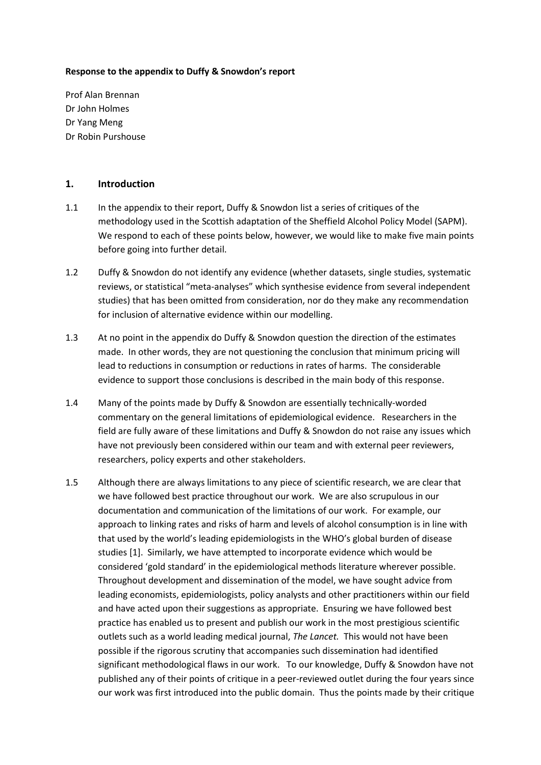**Response to the appendix to Duffy & Snowdon's report**

Prof Alan Brennan
Dr John Holmes
Dr Yang Meng
Dr Robin Purshouse

## 1. Introduction

1.1 In the appendix to their report, Duffy & Snowdon list a series of critiques of the methodology used in the Scottish adaptation of the Sheffield Alcohol Policy Model (SAPM). We respond to each of these points below, however, we would like to make five main points before going into further detail.

1.2 Duffy & Snowdon do not identify any evidence (whether datasets, single studies, systematic reviews, or statistical "meta-analyses" which synthesise evidence from several independent studies) that has been omitted from consideration, nor do they make any recommendation for inclusion of alternative evidence within our modelling.

1.3 At no point in the appendix do Duffy & Snowdon question the direction of the estimates made. In other words, they are not questioning the conclusion that minimum pricing will lead to reductions in consumption or reductions in rates of harms. The considerable evidence to support those conclusions is described in the main body of this response.

1.4 Many of the points made by Duffy & Snowdon are essentially technically-worded commentary on the general limitations of epidemiological evidence. Researchers in the field are fully aware of these limitations and Duffy & Snowdon do not raise any issues which have not previously been considered within our team and with external peer reviewers, researchers, policy experts and other stakeholders.

1.5 Although there are always limitations to any piece of scientific research, we are clear that we have followed best practice throughout our work. We are also scrupulous in our documentation and communication of the limitations of our work. For example, our approach to linking rates and risks of harm and levels of alcohol consumption is in line with that used by the world's leading epidemiologists in the WHO's global burden of disease studies [1]. Similarly, we have attempted to incorporate evidence which would be considered 'gold standard' in the epidemiological methods literature wherever possible. Throughout development and dissemination of the model, we have sought advice from leading economists, epidemiologists, policy analysts and other practitioners within our field and have acted upon their suggestions as appropriate. Ensuring we have followed best practice has enabled us to present and publish our work in the most prestigious scientific outlets such as a world leading medical journal, *The Lancet.* This would not have been possible if the rigorous scrutiny that accompanies such dissemination had identified significant methodological flaws in our work. To our knowledge, Duffy & Snowdon have not published any of their points of critique in a peer-reviewed outlet during the four years since our work was first introduced into the public domain. Thus the points made by their critique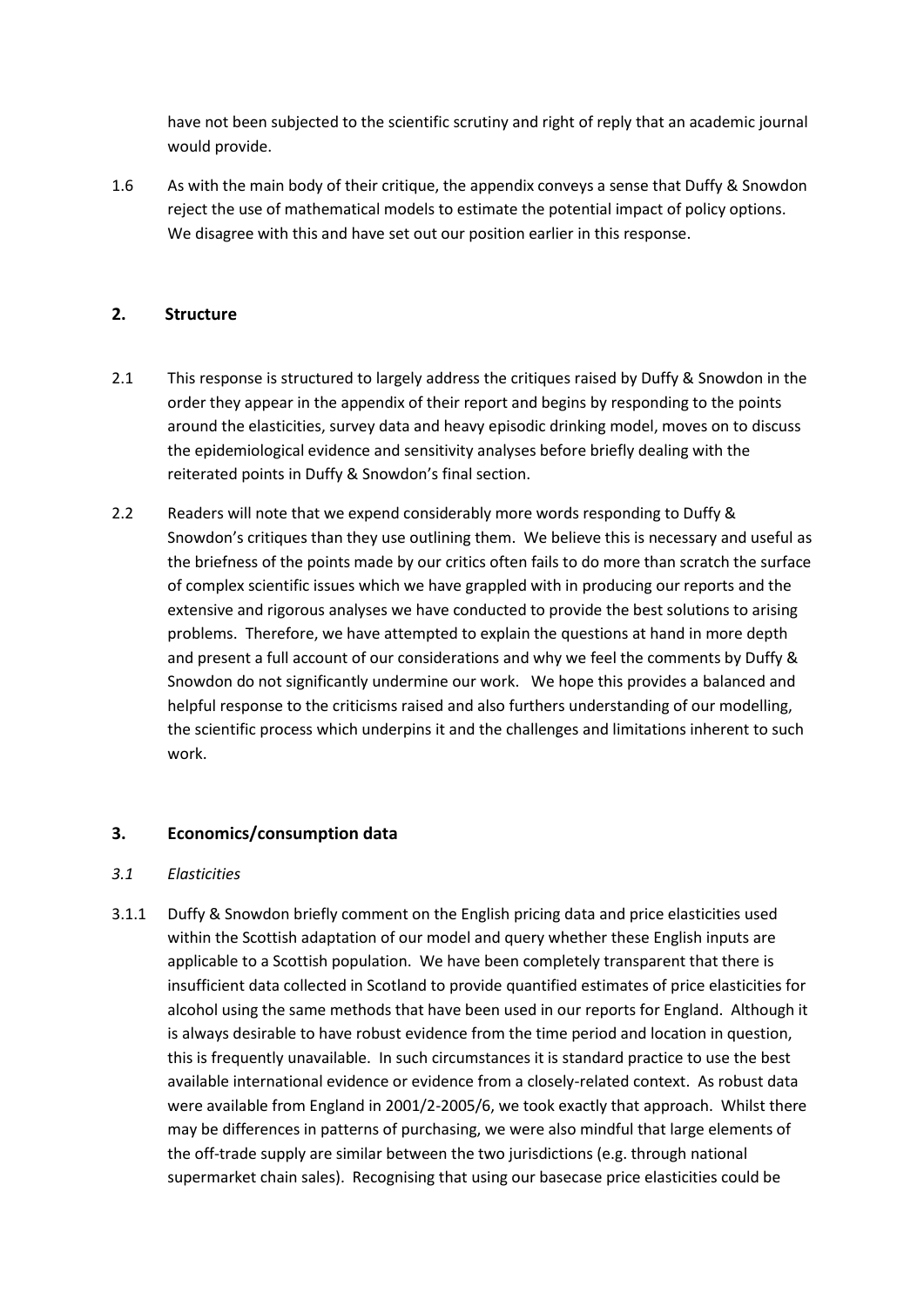have not been subjected to the scientific scrutiny and right of reply that an academic journal would provide.

1.6 As with the main body of their critique, the appendix conveys a sense that Duffy & Snowdon reject the use of mathematical models to estimate the potential impact of policy options. We disagree with this and have set out our position earlier in this response.

## 2. Structure

2.1 This response is structured to largely address the critiques raised by Duffy & Snowdon in the order they appear in the appendix of their report and begins by responding to the points around the elasticities, survey data and heavy episodic drinking model, moves on to discuss the epidemiological evidence and sensitivity analyses before briefly dealing with the reiterated points in Duffy & Snowdon's final section.

2.2 Readers will note that we expend considerably more words responding to Duffy & Snowdon's critiques than they use outlining them. We believe this is necessary and useful as the briefness of the points made by our critics often fails to do more than scratch the surface of complex scientific issues which we have grappled with in producing our reports and the extensive and rigorous analyses we have conducted to provide the best solutions to arising problems. Therefore, we have attempted to explain the questions at hand in more depth and present a full account of our considerations and why we feel the comments by Duffy & Snowdon do not significantly undermine our work. We hope this provides a balanced and helpful response to the criticisms raised and also furthers understanding of our modelling, the scientific process which underpins it and the challenges and limitations inherent to such work.

## 3. Economics/consumption data

### *3.1 Elasticities*

3.1.1 Duffy & Snowdon briefly comment on the English pricing data and price elasticities used within the Scottish adaptation of our model and query whether these English inputs are applicable to a Scottish population. We have been completely transparent that there is insufficient data collected in Scotland to provide quantified estimates of price elasticities for alcohol using the same methods that have been used in our reports for England. Although it is always desirable to have robust evidence from the time period and location in question, this is frequently unavailable. In such circumstances it is standard practice to use the best available international evidence or evidence from a closely-related context. As robust data were available from England in 2001/2-2005/6, we took exactly that approach. Whilst there may be differences in patterns of purchasing, we were also mindful that large elements of the off-trade supply are similar between the two jurisdictions (e.g. through national supermarket chain sales). Recognising that using our basecase price elasticities could be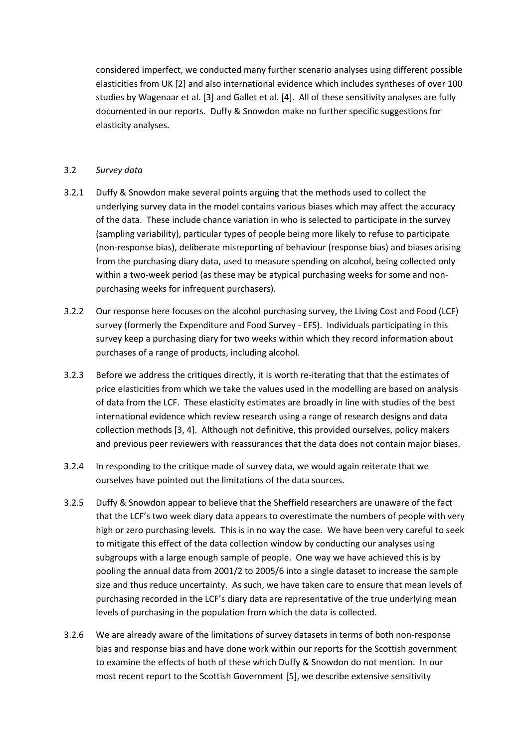considered imperfect, we conducted many further scenario analyses using different possible elasticities from UK [2] and also international evidence which includes syntheses of over 100 studies by Wagenaar et al. [3] and Gallet et al. [4]. All of these sensitivity analyses are fully documented in our reports. Duffy & Snowdon make no further specific suggestions for elasticity analyses.

3.2 *Survey data*

3.2.1 Duffy & Snowdon make several points arguing that the methods used to collect the underlying survey data in the model contains various biases which may affect the accuracy of the data. These include chance variation in who is selected to participate in the survey (sampling variability), particular types of people being more likely to refuse to participate (non-response bias), deliberate misreporting of behaviour (response bias) and biases arising from the purchasing diary data, used to measure spending on alcohol, being collected only within a two-week period (as these may be atypical purchasing weeks for some and non-purchasing weeks for infrequent purchasers).

3.2.2 Our response here focuses on the alcohol purchasing survey, the Living Cost and Food (LCF) survey (formerly the Expenditure and Food Survey - EFS). Individuals participating in this survey keep a purchasing diary for two weeks within which they record information about purchases of a range of products, including alcohol.

3.2.3 Before we address the critiques directly, it is worth re-iterating that that the estimates of price elasticities from which we take the values used in the modelling are based on analysis of data from the LCF. These elasticity estimates are broadly in line with studies of the best international evidence which review research using a range of research designs and data collection methods [3, 4]. Although not definitive, this provided ourselves, policy makers and previous peer reviewers with reassurances that the data does not contain major biases.

3.2.4 In responding to the critique made of survey data, we would again reiterate that we ourselves have pointed out the limitations of the data sources.

3.2.5 Duffy & Snowdon appear to believe that the Sheffield researchers are unaware of the fact that the LCF's two week diary data appears to overestimate the numbers of people with very high or zero purchasing levels. This is in no way the case. We have been very careful to seek to mitigate this effect of the data collection window by conducting our analyses using subgroups with a large enough sample of people. One way we have achieved this is by pooling the annual data from 2001/2 to 2005/6 into a single dataset to increase the sample size and thus reduce uncertainty. As such, we have taken care to ensure that mean levels of purchasing recorded in the LCF's diary data are representative of the true underlying mean levels of purchasing in the population from which the data is collected.

3.2.6 We are already aware of the limitations of survey datasets in terms of both non-response bias and response bias and have done work within our reports for the Scottish government to examine the effects of both of these which Duffy & Snowdon do not mention. In our most recent report to the Scottish Government [5], we describe extensive sensitivity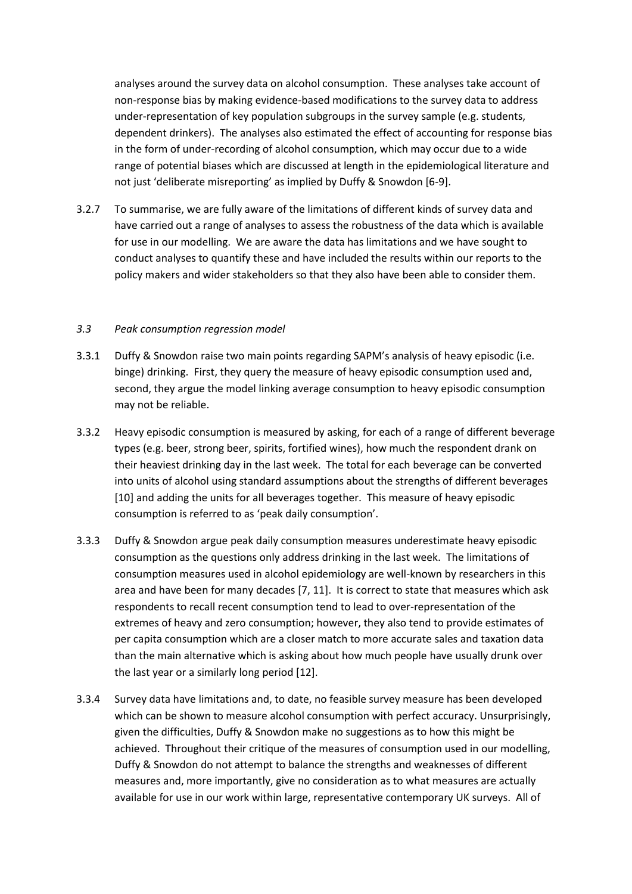analyses around the survey data on alcohol consumption. These analyses take account of non-response bias by making evidence-based modifications to the survey data to address under-representation of key population subgroups in the survey sample (e.g. students, dependent drinkers). The analyses also estimated the effect of accounting for response bias in the form of under-recording of alcohol consumption, which may occur due to a wide range of potential biases which are discussed at length in the epidemiological literature and not just 'deliberate misreporting' as implied by Duffy & Snowdon [6-9].

3.2.7 To summarise, we are fully aware of the limitations of different kinds of survey data and have carried out a range of analyses to assess the robustness of the data which is available for use in our modelling. We are aware the data has limitations and we have sought to conduct analyses to quantify these and have included the results within our reports to the policy makers and wider stakeholders so that they also have been able to consider them.

### *3.3 Peak consumption regression model*

3.3.1 Duffy & Snowdon raise two main points regarding SAPM's analysis of heavy episodic (i.e. binge) drinking. First, they query the measure of heavy episodic consumption used and, second, they argue the model linking average consumption to heavy episodic consumption may not be reliable.

3.3.2 Heavy episodic consumption is measured by asking, for each of a range of different beverage types (e.g. beer, strong beer, spirits, fortified wines), how much the respondent drank on their heaviest drinking day in the last week. The total for each beverage can be converted into units of alcohol using standard assumptions about the strengths of different beverages [10] and adding the units for all beverages together. This measure of heavy episodic consumption is referred to as 'peak daily consumption'.

3.3.3 Duffy & Snowdon argue peak daily consumption measures underestimate heavy episodic consumption as the questions only address drinking in the last week. The limitations of consumption measures used in alcohol epidemiology are well-known by researchers in this area and have been for many decades [7, 11]. It is correct to state that measures which ask respondents to recall recent consumption tend to lead to over-representation of the extremes of heavy and zero consumption; however, they also tend to provide estimates of per capita consumption which are a closer match to more accurate sales and taxation data than the main alternative which is asking about how much people have usually drunk over the last year or a similarly long period [12].

3.3.4 Survey data have limitations and, to date, no feasible survey measure has been developed which can be shown to measure alcohol consumption with perfect accuracy. Unsurprisingly, given the difficulties, Duffy & Snowdon make no suggestions as to how this might be achieved. Throughout their critique of the measures of consumption used in our modelling, Duffy & Snowdon do not attempt to balance the strengths and weaknesses of different measures and, more importantly, give no consideration as to what measures are actually available for use in our work within large, representative contemporary UK surveys. All of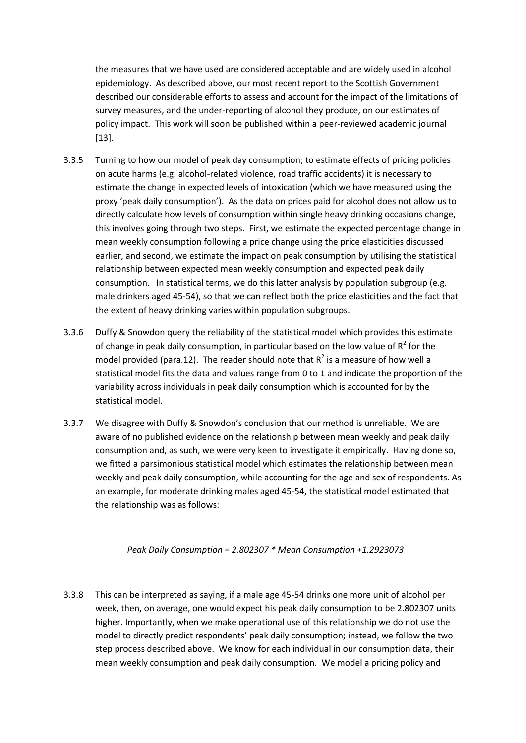the measures that we have used are considered acceptable and are widely used in alcohol epidemiology. As described above, our most recent report to the Scottish Government described our considerable efforts to assess and account for the impact of the limitations of survey measures, and the under-reporting of alcohol they produce, on our estimates of policy impact. This work will soon be published within a peer-reviewed academic journal [13].

3.3.5 Turning to how our model of peak day consumption; to estimate effects of pricing policies on acute harms (e.g. alcohol-related violence, road traffic accidents) it is necessary to estimate the change in expected levels of intoxication (which we have measured using the proxy 'peak daily consumption'). As the data on prices paid for alcohol does not allow us to directly calculate how levels of consumption within single heavy drinking occasions change, this involves going through two steps. First, we estimate the expected percentage change in mean weekly consumption following a price change using the price elasticities discussed earlier, and second, we estimate the impact on peak consumption by utilising the statistical relationship between expected mean weekly consumption and expected peak daily consumption. In statistical terms, we do this latter analysis by population subgroup (e.g. male drinkers aged 45-54), so that we can reflect both the price elasticities and the fact that the extent of heavy drinking varies within population subgroups.

3.3.6 Duffy & Snowdon query the reliability of the statistical model which provides this estimate of change in peak daily consumption, in particular based on the low value of $R^2$ for the model provided (para.12). The reader should note that $R^2$ is a measure of how well a statistical model fits the data and values range from 0 to 1 and indicate the proportion of the variability across individuals in peak daily consumption which is accounted for by the statistical model.

3.3.7 We disagree with Duffy & Snowdon's conclusion that our method is unreliable. We are aware of no published evidence on the relationship between mean weekly and peak daily consumption and, as such, we were very keen to investigate it empirically. Having done so, we fitted a parsimonious statistical model which estimates the relationship between mean weekly and peak daily consumption, while accounting for the age and sex of respondents. As an example, for moderate drinking males aged 45-54, the statistical model estimated that the relationship was as follows:

*Peak Daily Consumption = 2.802307 * Mean Consumption +1.2923073*

3.3.8 This can be interpreted as saying, if a male age 45-54 drinks one more unit of alcohol per week, then, on average, one would expect his peak daily consumption to be 2.802307 units higher. Importantly, when we make operational use of this relationship we do not use the model to directly predict respondents' peak daily consumption; instead, we follow the two step process described above. We know for each individual in our consumption data, their mean weekly consumption and peak daily consumption. We model a pricing policy and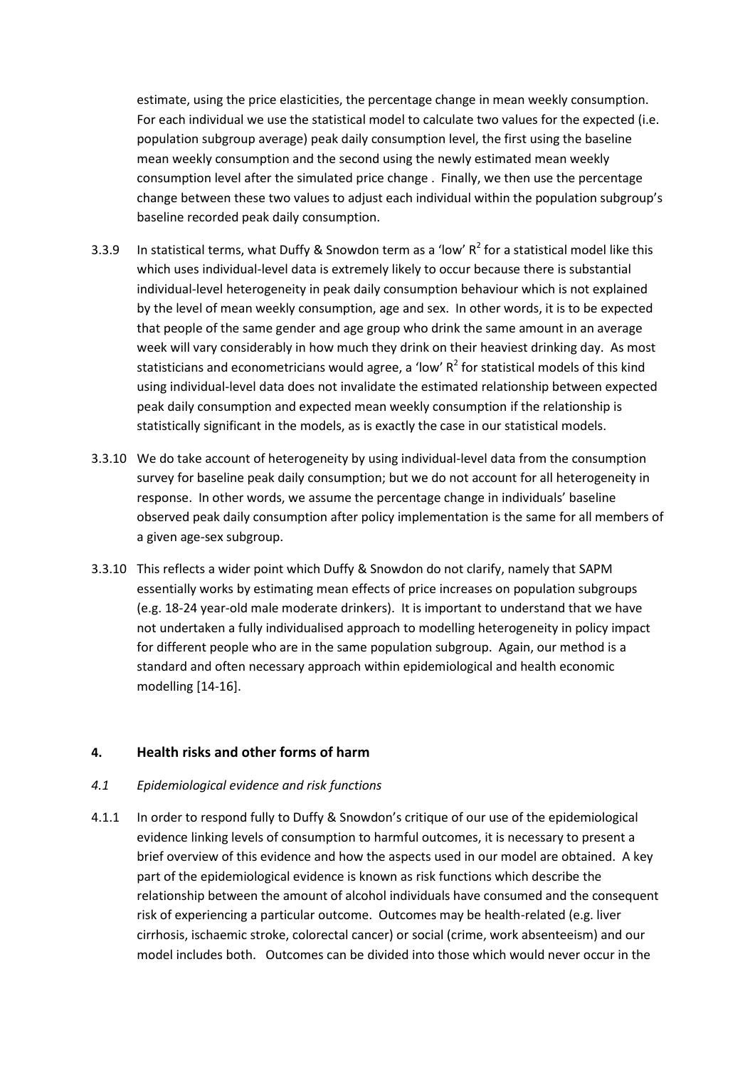estimate, using the price elasticities, the percentage change in mean weekly consumption. For each individual we use the statistical model to calculate two values for the expected (i.e. population subgroup average) peak daily consumption level, the first using the baseline mean weekly consumption and the second using the newly estimated mean weekly consumption level after the simulated price change . Finally, we then use the percentage change between these two values to adjust each individual within the population subgroup's baseline recorded peak daily consumption.

3.3.9 In statistical terms, what Duffy & Snowdon term as a 'low' $R^2$ for a statistical model like this which uses individual-level data is extremely likely to occur because there is substantial individual-level heterogeneity in peak daily consumption behaviour which is not explained by the level of mean weekly consumption, age and sex. In other words, it is to be expected that people of the same gender and age group who drink the same amount in an average week will vary considerably in how much they drink on their heaviest drinking day. As most statisticians and econometricians would agree, a 'low' $R^2$ for statistical models of this kind using individual-level data does not invalidate the estimated relationship between expected peak daily consumption and expected mean weekly consumption if the relationship is statistically significant in the models, as is exactly the case in our statistical models.

3.3.10 We do take account of heterogeneity by using individual-level data from the consumption survey for baseline peak daily consumption; but we do not account for all heterogeneity in response. In other words, we assume the percentage change in individuals' baseline observed peak daily consumption after policy implementation is the same for all members of a given age-sex subgroup.

3.3.10 This reflects a wider point which Duffy & Snowdon do not clarify, namely that SAPM essentially works by estimating mean effects of price increases on population subgroups (e.g. 18-24 year-old male moderate drinkers). It is important to understand that we have not undertaken a fully individualised approach to modelling heterogeneity in policy impact for different people who are in the same population subgroup. Again, our method is a standard and often necessary approach within epidemiological and health economic modelling [14-16].

## 4. Health risks and other forms of harm

### *4.1 Epidemiological evidence and risk functions*

4.1.1 In order to respond fully to Duffy & Snowdon's critique of our use of the epidemiological evidence linking levels of consumption to harmful outcomes, it is necessary to present a brief overview of this evidence and how the aspects used in our model are obtained. A key part of the epidemiological evidence is known as risk functions which describe the relationship between the amount of alcohol individuals have consumed and the consequent risk of experiencing a particular outcome. Outcomes may be health-related (e.g. liver cirrhosis, ischaemic stroke, colorectal cancer) or social (crime, work absenteeism) and our model includes both. Outcomes can be divided into those which would never occur in the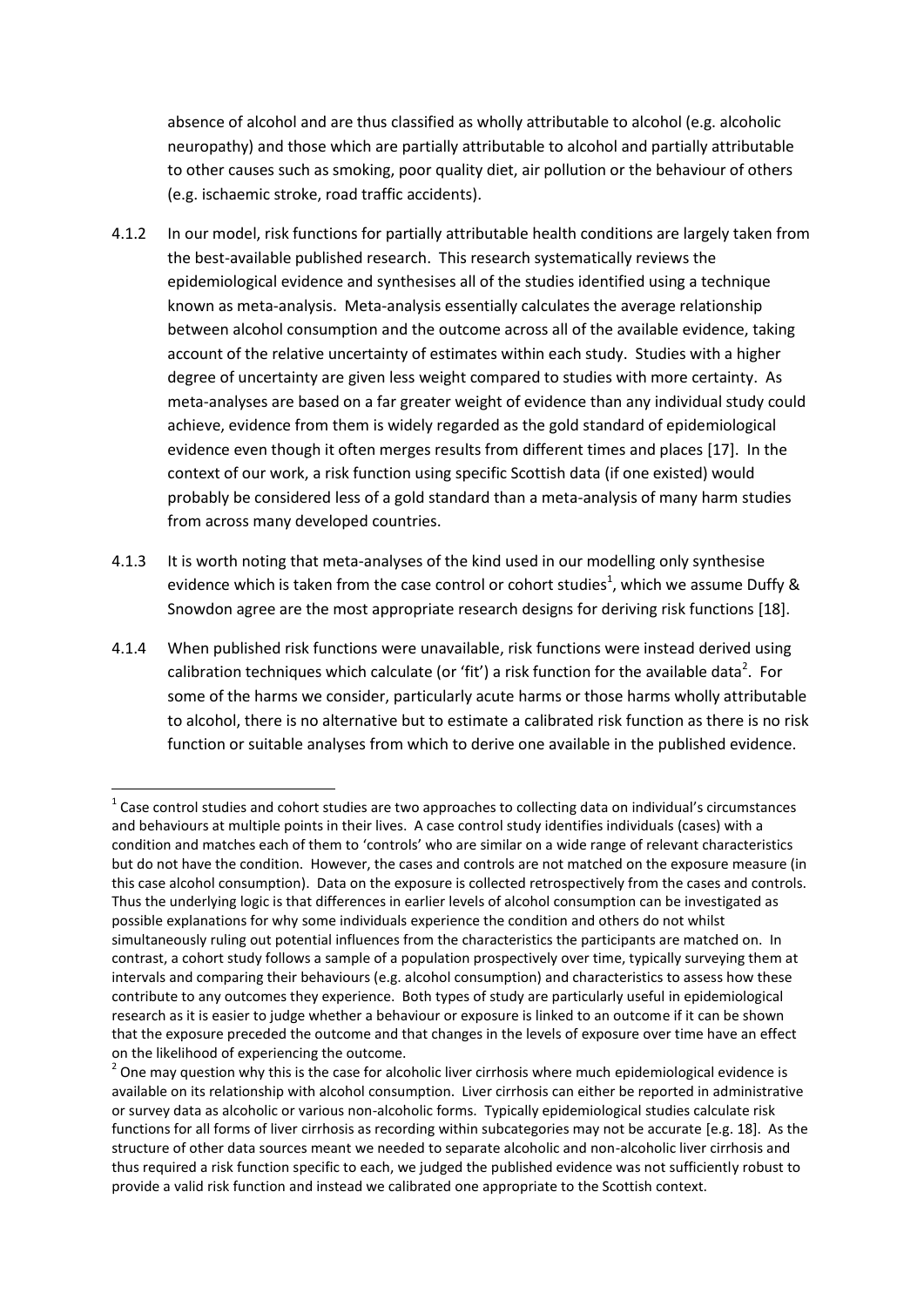absence of alcohol and are thus classified as wholly attributable to alcohol (e.g. alcoholic neuropathy) and those which are partially attributable to alcohol and partially attributable to other causes such as smoking, poor quality diet, air pollution or the behaviour of others (e.g. ischaemic stroke, road traffic accidents).

4.1.2 In our model, risk functions for partially attributable health conditions are largely taken from the best-available published research. This research systematically reviews the epidemiological evidence and synthesises all of the studies identified using a technique known as meta-analysis. Meta-analysis essentially calculates the average relationship between alcohol consumption and the outcome across all of the available evidence, taking account of the relative uncertainty of estimates within each study. Studies with a higher degree of uncertainty are given less weight compared to studies with more certainty. As meta-analyses are based on a far greater weight of evidence than any individual study could achieve, evidence from them is widely regarded as the gold standard of epidemiological evidence even though it often merges results from different times and places [17]. In the context of our work, a risk function using specific Scottish data (if one existed) would probably be considered less of a gold standard than a meta-analysis of many harm studies from across many developed countries.

4.1.3 It is worth noting that meta-analyses of the kind used in our modelling only synthesise evidence which is taken from the case control or cohort studies[1], which we assume Duffy & Snowdon agree are the most appropriate research designs for deriving risk functions [18].

4.1.4 When published risk functions were unavailable, risk functions were instead derived using calibration techniques which calculate (or 'fit') a risk function for the available data[2]. For some of the harms we consider, particularly acute harms or those harms wholly attributable to alcohol, there is no alternative but to estimate a calibrated risk function as there is no risk function or suitable analyses from which to derive one available in the published evidence.

---

[1] Case control studies and cohort studies are two approaches to collecting data on individual's circumstances and behaviours at multiple points in their lives. A case control study identifies individuals (cases) with a condition and matches each of them to 'controls' who are similar on a wide range of relevant characteristics but do not have the condition. However, the cases and controls are not matched on the exposure measure (in this case alcohol consumption). Data on the exposure is collected retrospectively from the cases and controls. Thus the underlying logic is that differences in earlier levels of alcohol consumption can be investigated as possible explanations for why some individuals experience the condition and others do not whilst simultaneously ruling out potential influences from the characteristics the participants are matched on. In contrast, a cohort study follows a sample of a population prospectively over time, typically surveying them at intervals and comparing their behaviours (e.g. alcohol consumption) and characteristics to assess how these contribute to any outcomes they experience. Both types of study are particularly useful in epidemiological research as it is easier to judge whether a behaviour or exposure is linked to an outcome if it can be shown that the exposure preceded the outcome and that changes in the levels of exposure over time have an effect on the likelihood of experiencing the outcome.

[2] One may question why this is the case for alcoholic liver cirrhosis where much epidemiological evidence is available on its relationship with alcohol consumption. Liver cirrhosis can either be reported in administrative or survey data as alcoholic or various non-alcoholic forms. Typically epidemiological studies calculate risk functions for all forms of liver cirrhosis as recording within subcategories may not be accurate [e.g. 18]. As the structure of other data sources meant we needed to separate alcoholic and non-alcoholic liver cirrhosis and thus required a risk function specific to each, we judged the published evidence was not sufficiently robust to provide a valid risk function and instead we calibrated one appropriate to the Scottish context.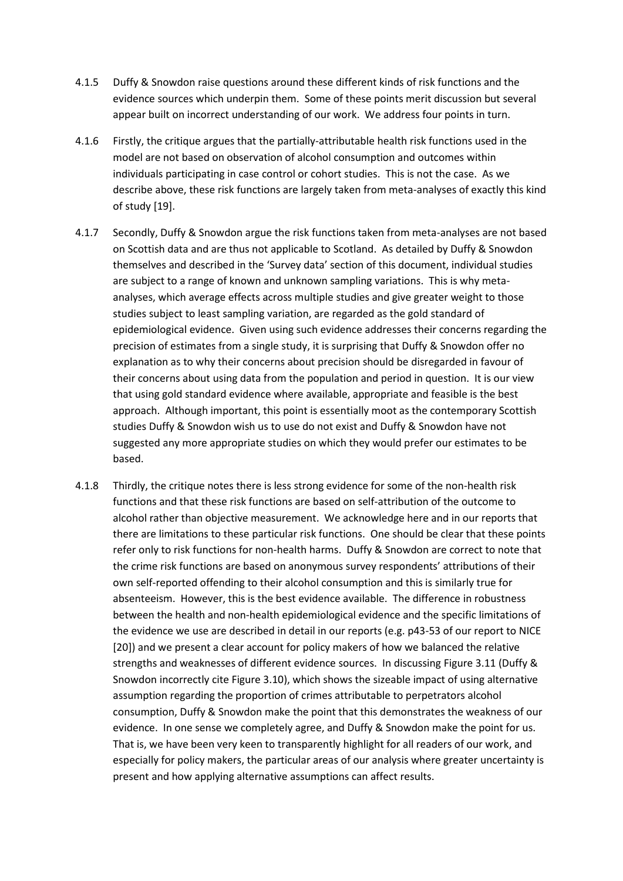4.1.5 Duffy & Snowdon raise questions around these different kinds of risk functions and the evidence sources which underpin them. Some of these points merit discussion but several appear built on incorrect understanding of our work. We address four points in turn.

4.1.6 Firstly, the critique argues that the partially-attributable health risk functions used in the model are not based on observation of alcohol consumption and outcomes within individuals participating in case control or cohort studies. This is not the case. As we describe above, these risk functions are largely taken from meta-analyses of exactly this kind of study [19].

4.1.7 Secondly, Duffy & Snowdon argue the risk functions taken from meta-analyses are not based on Scottish data and are thus not applicable to Scotland. As detailed by Duffy & Snowdon themselves and described in the 'Survey data' section of this document, individual studies are subject to a range of known and unknown sampling variations. This is why meta-analyses, which average effects across multiple studies and give greater weight to those studies subject to least sampling variation, are regarded as the gold standard of epidemiological evidence. Given using such evidence addresses their concerns regarding the precision of estimates from a single study, it is surprising that Duffy & Snowdon offer no explanation as to why their concerns about precision should be disregarded in favour of their concerns about using data from the population and period in question. It is our view that using gold standard evidence where available, appropriate and feasible is the best approach. Although important, this point is essentially moot as the contemporary Scottish studies Duffy & Snowdon wish us to use do not exist and Duffy & Snowdon have not suggested any more appropriate studies on which they would prefer our estimates to be based.

4.1.8 Thirdly, the critique notes there is less strong evidence for some of the non-health risk functions and that these risk functions are based on self-attribution of the outcome to alcohol rather than objective measurement. We acknowledge here and in our reports that there are limitations to these particular risk functions. One should be clear that these points refer only to risk functions for non-health harms. Duffy & Snowdon are correct to note that the crime risk functions are based on anonymous survey respondents' attributions of their own self-reported offending to their alcohol consumption and this is similarly true for absenteeism. However, this is the best evidence available. The difference in robustness between the health and non-health epidemiological evidence and the specific limitations of the evidence we use are described in detail in our reports (e.g. p43-53 of our report to NICE [20]) and we present a clear account for policy makers of how we balanced the relative strengths and weaknesses of different evidence sources. In discussing Figure 3.11 (Duffy & Snowdon incorrectly cite Figure 3.10), which shows the sizeable impact of using alternative assumption regarding the proportion of crimes attributable to perpetrators alcohol consumption, Duffy & Snowdon make the point that this demonstrates the weakness of our evidence. In one sense we completely agree, and Duffy & Snowdon make the point for us. That is, we have been very keen to transparently highlight for all readers of our work, and especially for policy makers, the particular areas of our analysis where greater uncertainty is present and how applying alternative assumptions can affect results.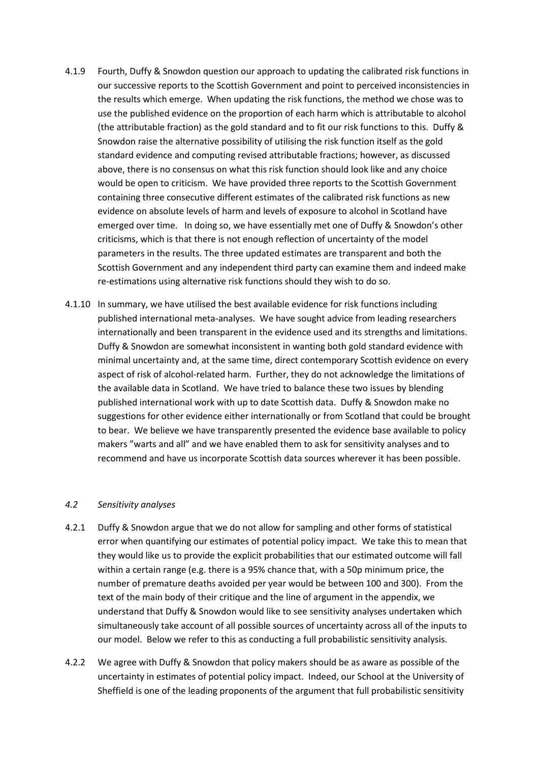4.1.9 Fourth, Duffy & Snowdon question our approach to updating the calibrated risk functions in our successive reports to the Scottish Government and point to perceived inconsistencies in the results which emerge. When updating the risk functions, the method we chose was to use the published evidence on the proportion of each harm which is attributable to alcohol (the attributable fraction) as the gold standard and to fit our risk functions to this. Duffy & Snowdon raise the alternative possibility of utilising the risk function itself as the gold standard evidence and computing revised attributable fractions; however, as discussed above, there is no consensus on what this risk function should look like and any choice would be open to criticism. We have provided three reports to the Scottish Government containing three consecutive different estimates of the calibrated risk functions as new evidence on absolute levels of harm and levels of exposure to alcohol in Scotland have emerged over time. In doing so, we have essentially met one of Duffy & Snowdon's other criticisms, which is that there is not enough reflection of uncertainty of the model parameters in the results. The three updated estimates are transparent and both the Scottish Government and any independent third party can examine them and indeed make re-estimations using alternative risk functions should they wish to do so.

4.1.10 In summary, we have utilised the best available evidence for risk functions including published international meta-analyses. We have sought advice from leading researchers internationally and been transparent in the evidence used and its strengths and limitations. Duffy & Snowdon are somewhat inconsistent in wanting both gold standard evidence with minimal uncertainty and, at the same time, direct contemporary Scottish evidence on every aspect of risk of alcohol-related harm. Further, they do not acknowledge the limitations of the available data in Scotland. We have tried to balance these two issues by blending published international work with up to date Scottish data. Duffy & Snowdon make no suggestions for other evidence either internationally or from Scotland that could be brought to bear. We believe we have transparently presented the evidence base available to policy makers "warts and all" and we have enabled them to ask for sensitivity analyses and to recommend and have us incorporate Scottish data sources wherever it has been possible.

### *4.2 Sensitivity analyses*

4.2.1 Duffy & Snowdon argue that we do not allow for sampling and other forms of statistical error when quantifying our estimates of potential policy impact. We take this to mean that they would like us to provide the explicit probabilities that our estimated outcome will fall within a certain range (e.g. there is a 95% chance that, with a 50p minimum price, the number of premature deaths avoided per year would be between 100 and 300). From the text of the main body of their critique and the line of argument in the appendix, we understand that Duffy & Snowdon would like to see sensitivity analyses undertaken which simultaneously take account of all possible sources of uncertainty across all of the inputs to our model. Below we refer to this as conducting a full probabilistic sensitivity analysis.

4.2.2 We agree with Duffy & Snowdon that policy makers should be as aware as possible of the uncertainty in estimates of potential policy impact. Indeed, our School at the University of Sheffield is one of the leading proponents of the argument that full probabilistic sensitivity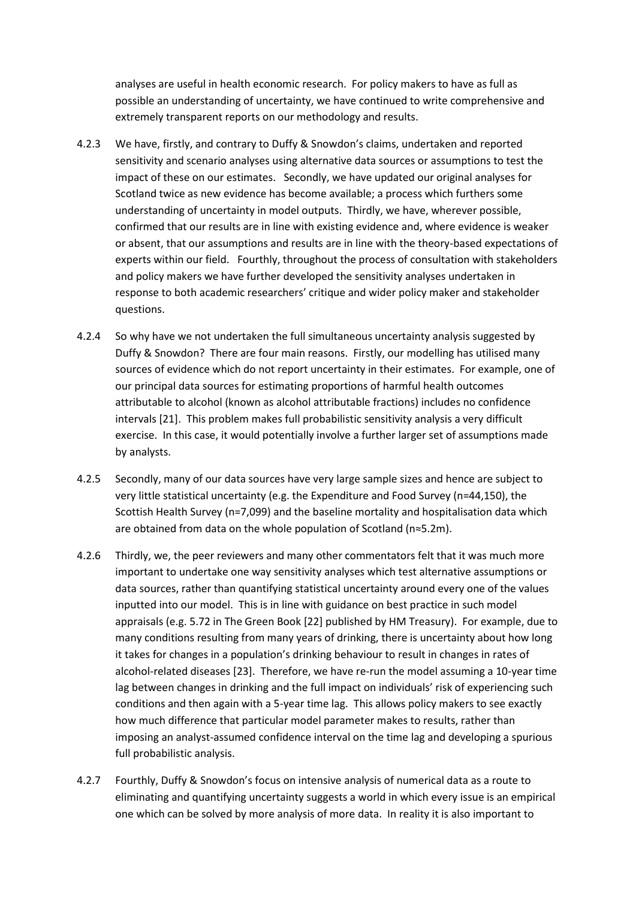analyses are useful in health economic research. For policy makers to have as full as possible an understanding of uncertainty, we have continued to write comprehensive and extremely transparent reports on our methodology and results.

4.2.3 We have, firstly, and contrary to Duffy & Snowdon's claims, undertaken and reported sensitivity and scenario analyses using alternative data sources or assumptions to test the impact of these on our estimates. Secondly, we have updated our original analyses for Scotland twice as new evidence has become available; a process which furthers some understanding of uncertainty in model outputs. Thirdly, we have, wherever possible, confirmed that our results are in line with existing evidence and, where evidence is weaker or absent, that our assumptions and results are in line with the theory-based expectations of experts within our field. Fourthly, throughout the process of consultation with stakeholders and policy makers we have further developed the sensitivity analyses undertaken in response to both academic researchers' critique and wider policy maker and stakeholder questions.

4.2.4 So why have we not undertaken the full simultaneous uncertainty analysis suggested by Duffy & Snowdon? There are four main reasons. Firstly, our modelling has utilised many sources of evidence which do not report uncertainty in their estimates. For example, one of our principal data sources for estimating proportions of harmful health outcomes attributable to alcohol (known as alcohol attributable fractions) includes no confidence intervals [21]. This problem makes full probabilistic sensitivity analysis a very difficult exercise. In this case, it would potentially involve a further larger set of assumptions made by analysts.

4.2.5 Secondly, many of our data sources have very large sample sizes and hence are subject to very little statistical uncertainty (e.g. the Expenditure and Food Survey (n=44,150), the Scottish Health Survey (n=7,099) and the baseline mortality and hospitalisation data which are obtained from data on the whole population of Scotland (n≈5.2m).

4.2.6 Thirdly, we, the peer reviewers and many other commentators felt that it was much more important to undertake one way sensitivity analyses which test alternative assumptions or data sources, rather than quantifying statistical uncertainty around every one of the values inputted into our model. This is in line with guidance on best practice in such model appraisals (e.g. 5.72 in The Green Book [22] published by HM Treasury). For example, due to many conditions resulting from many years of drinking, there is uncertainty about how long it takes for changes in a population's drinking behaviour to result in changes in rates of alcohol-related diseases [23]. Therefore, we have re-run the model assuming a 10-year time lag between changes in drinking and the full impact on individuals' risk of experiencing such conditions and then again with a 5-year time lag. This allows policy makers to see exactly how much difference that particular model parameter makes to results, rather than imposing an analyst-assumed confidence interval on the time lag and developing a spurious full probabilistic analysis.

4.2.7 Fourthly, Duffy & Snowdon's focus on intensive analysis of numerical data as a route to eliminating and quantifying uncertainty suggests a world in which every issue is an empirical one which can be solved by more analysis of more data. In reality it is also important to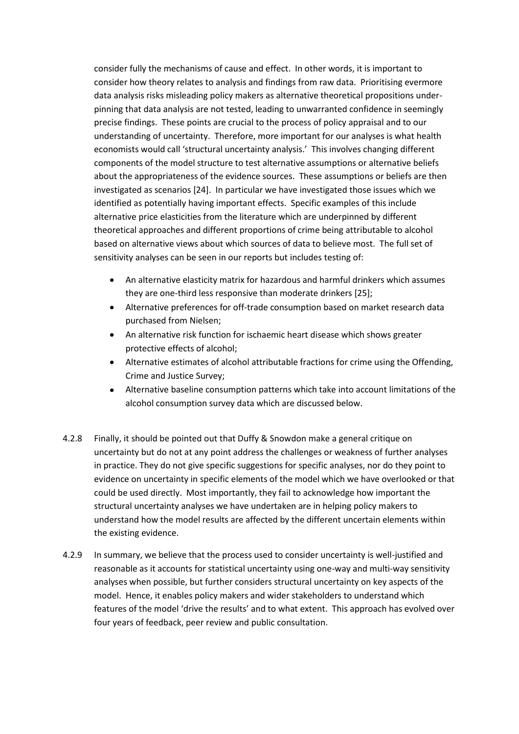consider fully the mechanisms of cause and effect. In other words, it is important to consider how theory relates to analysis and findings from raw data. Prioritising evermore data analysis risks misleading policy makers as alternative theoretical propositions under-pinning that data analysis are not tested, leading to unwarranted confidence in seemingly precise findings. These points are crucial to the process of policy appraisal and to our understanding of uncertainty. Therefore, more important for our analyses is what health economists would call 'structural uncertainty analysis.' This involves changing different components of the model structure to test alternative assumptions or alternative beliefs about the appropriateness of the evidence sources. These assumptions or beliefs are then investigated as scenarios [24]. In particular we have investigated those issues which we identified as potentially having important effects. Specific examples of this include alternative price elasticities from the literature which are underpinned by different theoretical approaches and different proportions of crime being attributable to alcohol based on alternative views about which sources of data to believe most. The full set of sensitivity analyses can be seen in our reports but includes testing of:

- An alternative elasticity matrix for hazardous and harmful drinkers which assumes they are one-third less responsive than moderate drinkers [25];
- Alternative preferences for off-trade consumption based on market research data purchased from Nielsen;
- An alternative risk function for ischaemic heart disease which shows greater protective effects of alcohol;
- Alternative estimates of alcohol attributable fractions for crime using the Offending, Crime and Justice Survey;
- Alternative baseline consumption patterns which take into account limitations of the alcohol consumption survey data which are discussed below.

4.2.8 Finally, it should be pointed out that Duffy & Snowdon make a general critique on uncertainty but do not at any point address the challenges or weakness of further analyses in practice. They do not give specific suggestions for specific analyses, nor do they point to evidence on uncertainty in specific elements of the model which we have overlooked or that could be used directly. Most importantly, they fail to acknowledge how important the structural uncertainty analyses we have undertaken are in helping policy makers to understand how the model results are affected by the different uncertain elements within the existing evidence.

4.2.9 In summary, we believe that the process used to consider uncertainty is well-justified and reasonable as it accounts for statistical uncertainty using one-way and multi-way sensitivity analyses when possible, but further considers structural uncertainty on key aspects of the model. Hence, it enables policy makers and wider stakeholders to understand which features of the model 'drive the results' and to what extent. This approach has evolved over four years of feedback, peer review and public consultation.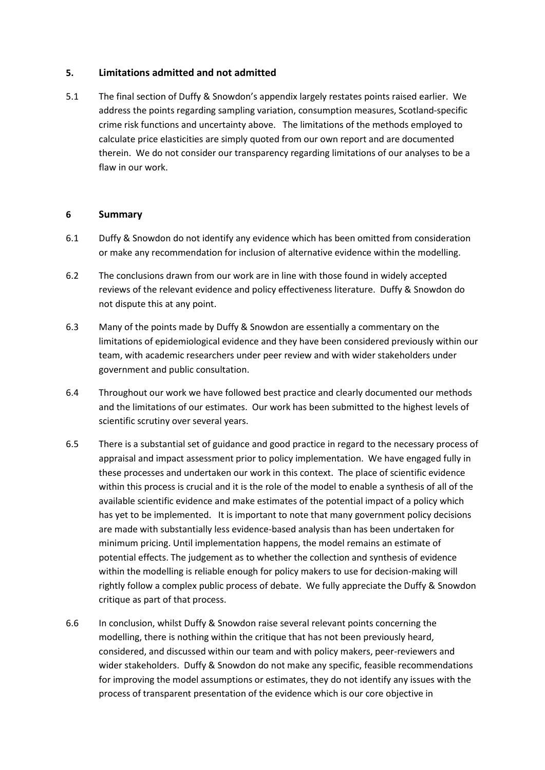## 5. Limitations admitted and not admitted

5.1 The final section of Duffy & Snowdon's appendix largely restates points raised earlier. We address the points regarding sampling variation, consumption measures, Scotland-specific crime risk functions and uncertainty above. The limitations of the methods employed to calculate price elasticities are simply quoted from our own report and are documented therein. We do not consider our transparency regarding limitations of our analyses to be a flaw in our work.

## 6 Summary

6.1 Duffy & Snowdon do not identify any evidence which has been omitted from consideration or make any recommendation for inclusion of alternative evidence within the modelling.

6.2 The conclusions drawn from our work are in line with those found in widely accepted reviews of the relevant evidence and policy effectiveness literature. Duffy & Snowdon do not dispute this at any point.

6.3 Many of the points made by Duffy & Snowdon are essentially a commentary on the limitations of epidemiological evidence and they have been considered previously within our team, with academic researchers under peer review and with wider stakeholders under government and public consultation.

6.4 Throughout our work we have followed best practice and clearly documented our methods and the limitations of our estimates. Our work has been submitted to the highest levels of scientific scrutiny over several years.

6.5 There is a substantial set of guidance and good practice in regard to the necessary process of appraisal and impact assessment prior to policy implementation. We have engaged fully in these processes and undertaken our work in this context. The place of scientific evidence within this process is crucial and it is the role of the model to enable a synthesis of all of the available scientific evidence and make estimates of the potential impact of a policy which has yet to be implemented. It is important to note that many government policy decisions are made with substantially less evidence-based analysis than has been undertaken for minimum pricing. Until implementation happens, the model remains an estimate of potential effects. The judgement as to whether the collection and synthesis of evidence within the modelling is reliable enough for policy makers to use for decision-making will rightly follow a complex public process of debate. We fully appreciate the Duffy & Snowdon critique as part of that process.

6.6 In conclusion, whilst Duffy & Snowdon raise several relevant points concerning the modelling, there is nothing within the critique that has not been previously heard, considered, and discussed within our team and with policy makers, peer-reviewers and wider stakeholders. Duffy & Snowdon do not make any specific, feasible recommendations for improving the model assumptions or estimates, they do not identify any issues with the process of transparent presentation of the evidence which is our core objective in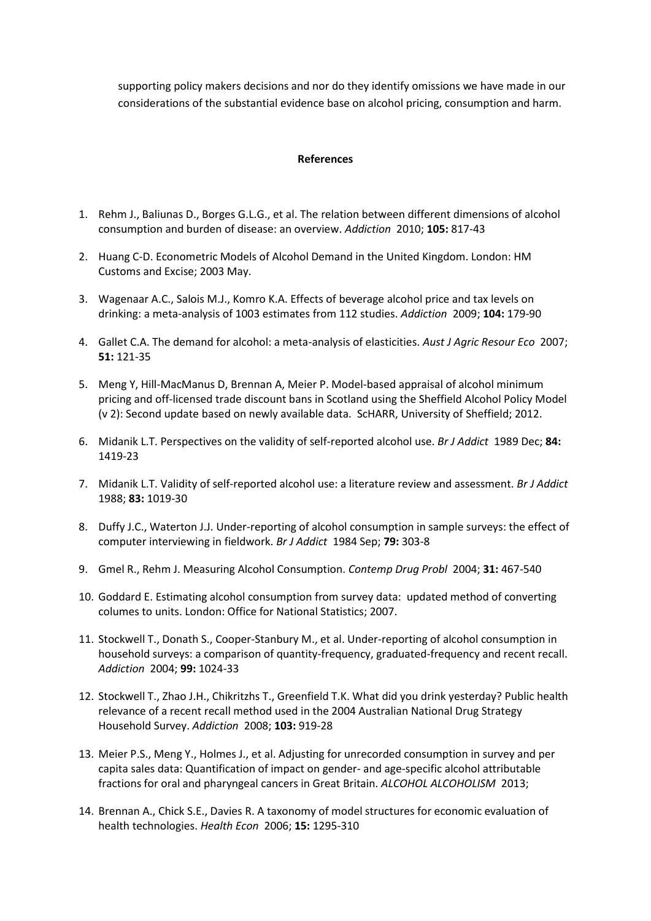supporting policy makers decisions and nor do they identify omissions we have made in our considerations of the substantial evidence base on alcohol pricing, consumption and harm.

**References**

1. Rehm J., Baliunas D., Borges G.L.G., et al. The relation between different dimensions of alcohol consumption and burden of disease: an overview. *Addiction* 2010; **105:** 817-43
2. Huang C-D. Econometric Models of Alcohol Demand in the United Kingdom. London: HM Customs and Excise; 2003 May.
3. Wagenaar A.C., Salois M.J., Komro K.A. Effects of beverage alcohol price and tax levels on drinking: a meta-analysis of 1003 estimates from 112 studies. *Addiction* 2009; **104:** 179-90
4. Gallet C.A. The demand for alcohol: a meta-analysis of elasticities. *Aust J Agric Resour Eco* 2007; **51:** 121-35
5. Meng Y, Hill-MacManus D, Brennan A, Meier P. Model-based appraisal of alcohol minimum pricing and off-licensed trade discount bans in Scotland using the Sheffield Alcohol Policy Model (v 2): Second update based on newly available data. ScHARR, University of Sheffield; 2012.
6. Midanik L.T. Perspectives on the validity of self-reported alcohol use. *Br J Addict* 1989 Dec; **84:** 1419-23
7. Midanik L.T. Validity of self-reported alcohol use: a literature review and assessment. *Br J Addict* 1988; **83:** 1019-30
8. Duffy J.C., Waterton J.J. Under-reporting of alcohol consumption in sample surveys: the effect of computer interviewing in fieldwork. *Br J Addict* 1984 Sep; **79:** 303-8
9. Gmel R., Rehm J. Measuring Alcohol Consumption. *Contemp Drug Probl* 2004; **31:** 467-540
10. Goddard E. Estimating alcohol consumption from survey data: updated method of converting columes to units. London: Office for National Statistics; 2007.
11. Stockwell T., Donath S., Cooper-Stanbury M., et al. Under-reporting of alcohol consumption in household surveys: a comparison of quantity-frequency, graduated-frequency and recent recall. *Addiction* 2004; **99:** 1024-33
12. Stockwell T., Zhao J.H., Chikritzhs T., Greenfield T.K. What did you drink yesterday? Public health relevance of a recent recall method used in the 2004 Australian National Drug Strategy Household Survey. *Addiction* 2008; **103:** 919-28
13. Meier P.S., Meng Y., Holmes J., et al. Adjusting for unrecorded consumption in survey and per capita sales data: Quantification of impact on gender- and age-specific alcohol attributable fractions for oral and pharyngeal cancers in Great Britain. *ALCOHOL ALCOHOLISM* 2013;
14. Brennan A., Chick S.E., Davies R. A taxonomy of model structures for economic evaluation of health technologies. *Health Econ* 2006; **15:** 1295-310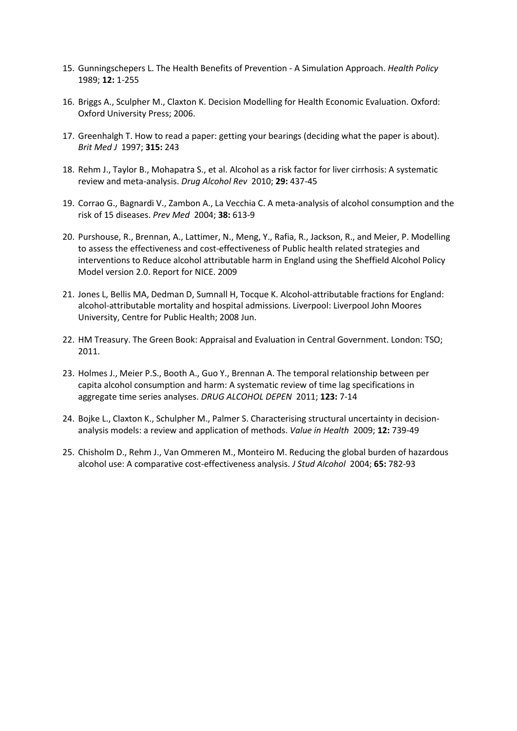15. Gunningschepers L. The Health Benefits of Prevention - A Simulation Approach. *Health Policy* 1989; **12:** 1-255

16. Briggs A., Sculpher M., Claxton K. Decision Modelling for Health Economic Evaluation. Oxford: Oxford University Press; 2006.

17. Greenhalgh T. How to read a paper: getting your bearings (deciding what the paper is about). *Brit Med J* 1997; **315:** 243

18. Rehm J., Taylor B., Mohapatra S., et al. Alcohol as a risk factor for liver cirrhosis: A systematic review and meta-analysis. *Drug Alcohol Rev* 2010; **29:** 437-45

19. Corrao G., Bagnardi V., Zambon A., La Vecchia C. A meta-analysis of alcohol consumption and the risk of 15 diseases. *Prev Med* 2004; **38:** 613-9

20. Purshouse, R., Brennan, A., Lattimer, N., Meng, Y., Rafia, R., Jackson, R., and Meier, P. Modelling to assess the effectiveness and cost-effectiveness of Public health related strategies and interventions to Reduce alcohol attributable harm in England using the Sheffield Alcohol Policy Model version 2.0. Report for NICE. 2009

21. Jones L, Bellis MA, Dedman D, Sumnall H, Tocque K. Alcohol-attributable fractions for England: alcohol-attributable mortality and hospital admissions. Liverpool: Liverpool John Moores University, Centre for Public Health; 2008 Jun.

22. HM Treasury. The Green Book: Appraisal and Evaluation in Central Government. London: TSO; 2011.

23. Holmes J., Meier P.S., Booth A., Guo Y., Brennan A. The temporal relationship between per capita alcohol consumption and harm: A systematic review of time lag specifications in aggregate time series analyses. *DRUG ALCOHOL DEPEN* 2011; **123:** 7-14

24. Bojke L., Claxton K., Schulpher M., Palmer S. Characterising structural uncertainty in decision-analysis models: a review and application of methods. *Value in Health* 2009; **12:** 739-49

25. Chisholm D., Rehm J., Van Ommeren M., Monteiro M. Reducing the global burden of hazardous alcohol use: A comparative cost-effectiveness analysis. *J Stud Alcohol* 2004; **65:** 782-93